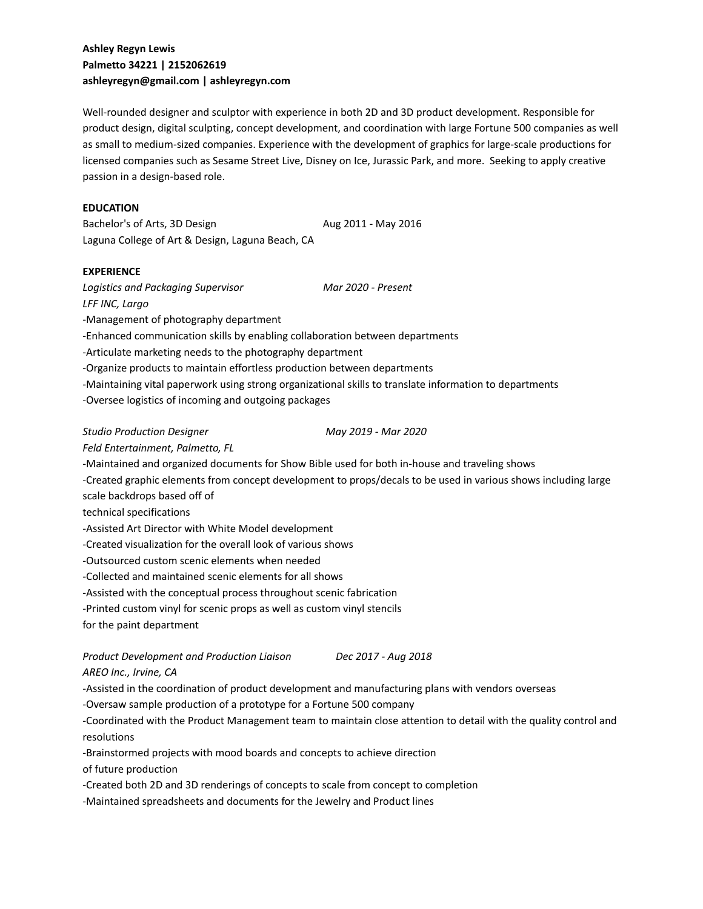**Ashley Regyn Lewis**
**Palmetto 34221 | 2152062619**
**ashleyregyn@gmail.com | ashleyregyn.com**

Well-rounded designer and sculptor with experience in both 2D and 3D product development. Responsible for product design, digital sculpting, concept development, and coordination with large Fortune 500 companies as well as small to medium-sized companies. Experience with the development of graphics for large-scale productions for licensed companies such as Sesame Street Live, Disney on Ice, Jurassic Park, and more. Seeking to apply creative passion in a design-based role.

**EDUCATION**

Bachelor's of Arts, 3D Design — Aug 2011 - May 2016
Laguna College of Art & Design, Laguna Beach, CA

**EXPERIENCE**

*Logistics and Packaging Supervisor* — *Mar 2020 - Present*
*LFF INC, Largo*

-Management of photography department
-Enhanced communication skills by enabling collaboration between departments
-Articulate marketing needs to the photography department
-Organize products to maintain effortless production between departments
-Maintaining vital paperwork using strong organizational skills to translate information to departments
-Oversee logistics of incoming and outgoing packages

*Studio Production Designer* — *May 2019 - Mar 2020*
*Feld Entertainment, Palmetto, FL*

-Maintained and organized documents for Show Bible used for both in-house and traveling shows
-Created graphic elements from concept development to props/decals to be used in various shows including large scale backdrops based off of technical specifications
-Assisted Art Director with White Model development
-Created visualization for the overall look of various shows
-Outsourced custom scenic elements when needed
-Collected and maintained scenic elements for all shows
-Assisted with the conceptual process throughout scenic fabrication
-Printed custom vinyl for scenic props as well as custom vinyl stencils for the paint department

*Product Development and Production Liaison* — *Dec 2017 - Aug 2018*
*AREO Inc., Irvine, CA*

-Assisted in the coordination of product development and manufacturing plans with vendors overseas
-Oversaw sample production of a prototype for a Fortune 500 company
-Coordinated with the Product Management team to maintain close attention to detail with the quality control and resolutions
-Brainstormed projects with mood boards and concepts to achieve direction of future production
-Created both 2D and 3D renderings of concepts to scale from concept to completion
-Maintained spreadsheets and documents for the Jewelry and Product lines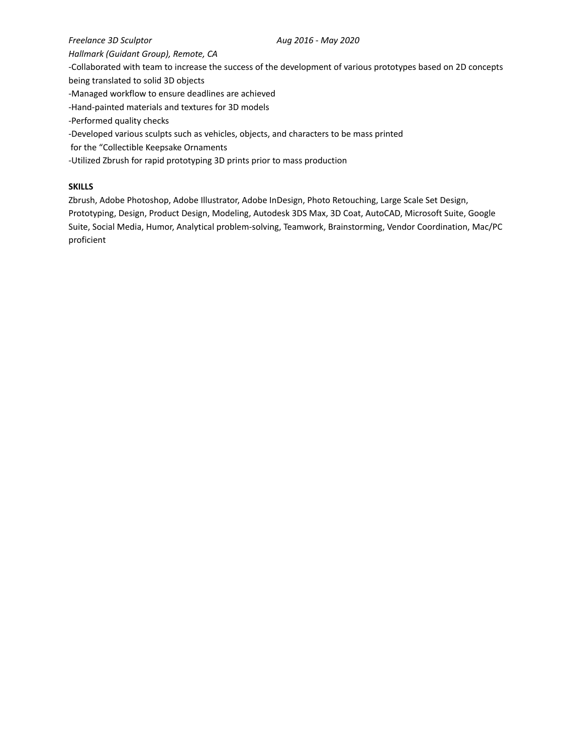*Freelance 3D Sculptor* *Aug 2016 - May 2020*

*Hallmark (Guidant Group), Remote, CA*

-Collaborated with team to increase the success of the development of various prototypes based on 2D concepts being translated to solid 3D objects

-Managed workflow to ensure deadlines are achieved

-Hand-painted materials and textures for 3D models

-Performed quality checks

-Developed various sculpts such as vehicles, objects, and characters to be mass printed for the "Collectible Keepsake Ornaments

-Utilized Zbrush for rapid prototyping 3D prints prior to mass production

**SKILLS**

Zbrush, Adobe Photoshop, Adobe Illustrator, Adobe InDesign, Photo Retouching, Large Scale Set Design, Prototyping, Design, Product Design, Modeling, Autodesk 3DS Max, 3D Coat, AutoCAD, Microsoft Suite, Google Suite, Social Media, Humor, Analytical problem-solving, Teamwork, Brainstorming, Vendor Coordination, Mac/PC proficient